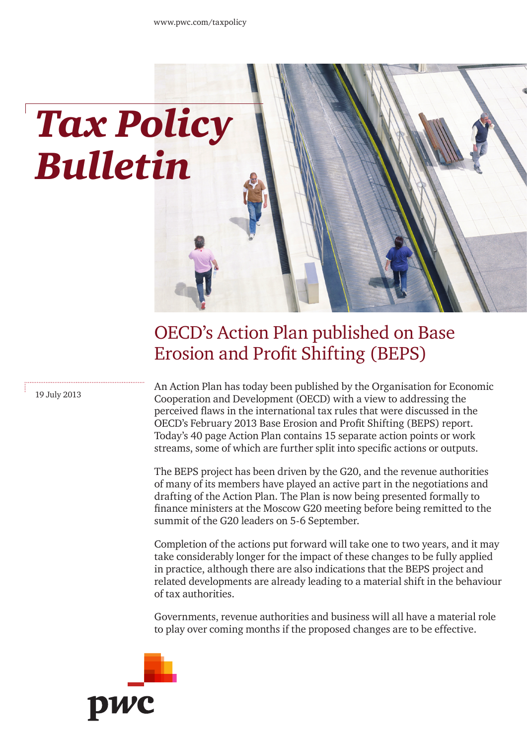# *Tax Policy Bulletin*

## OECD's Action Plan published on Base Erosion and Profit Shifting (BEPS)

19 July 2013

An Action Plan has today been published by the Organisation for Economic Cooperation and Development (OECD) with a view to addressing the perceived flaws in the international tax rules that were discussed in the OECD's February 2013 Base Erosion and Profit Shifting (BEPS) report. Today's 40 page Action Plan contains 15 separate action points or work streams, some of which are further split into specific actions or outputs.

The BEPS project has been driven by the G20, and the revenue authorities of many of its members have played an active part in the negotiations and drafting of the Action Plan. The Plan is now being presented formally to finance ministers at the Moscow G20 meeting before being remitted to the summit of the G20 leaders on 5-6 September.

Completion of the actions put forward will take one to two years, and it may take considerably longer for the impact of these changes to be fully applied in practice, although there are also indications that the BEPS project and related developments are already leading to a material shift in the behaviour of tax authorities.

Governments, revenue authorities and business will all have a material role to play over coming months if the proposed changes are to be effective.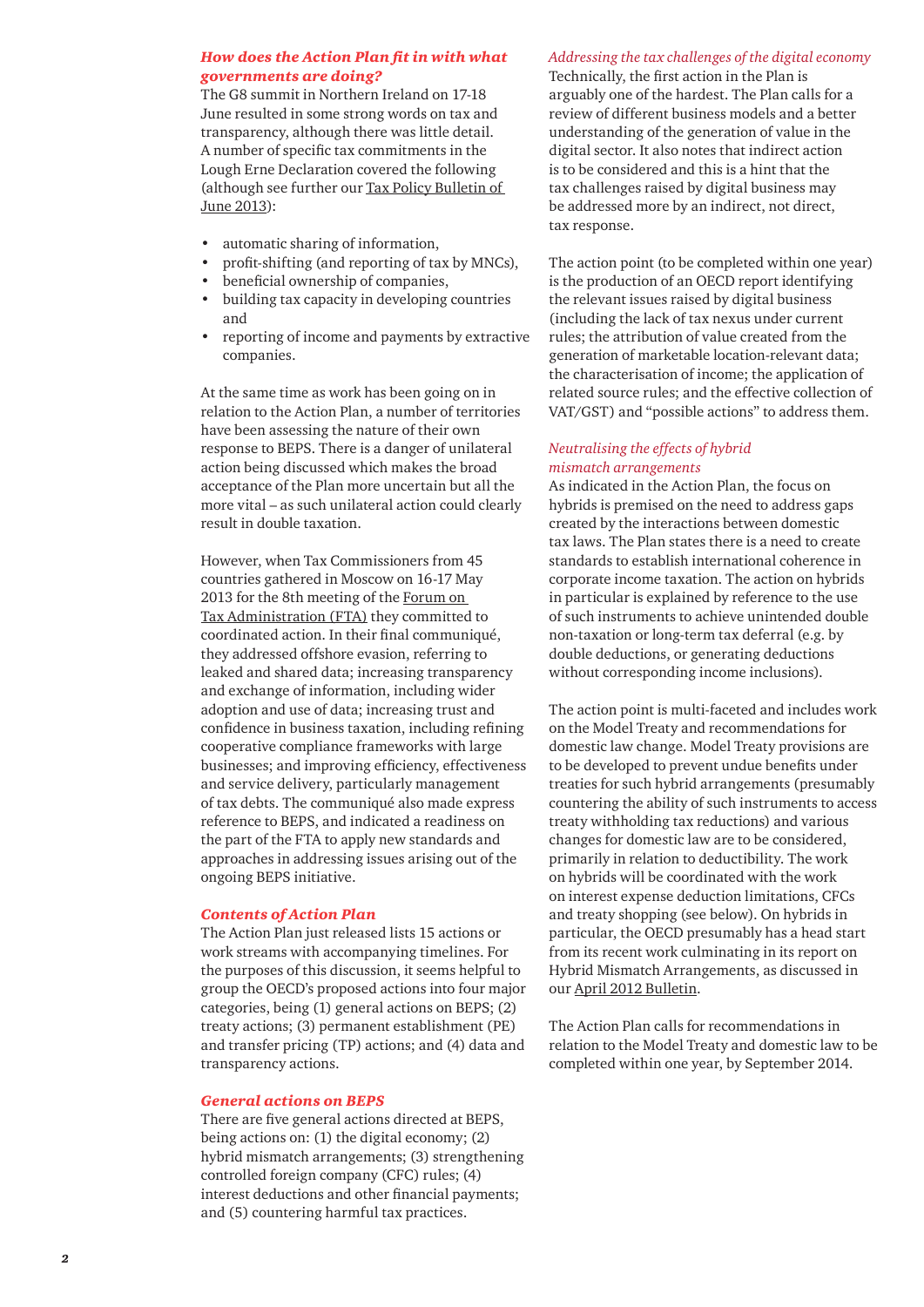### *How does the Action Plan fit in with what governments are doing?*

The G8 summit in Northern Ireland on 17-18 June resulted in some strong words on tax and transparency, although there was little detail. A number of specific tax commitments in the Lough Erne Declaration covered the following (although see further our Tax Policy Bulletin of June 2013):

- automatic sharing of information,
- profit-shifting (and reporting of tax by MNCs),
- beneficial ownership of companies,
- building tax capacity in developing countries and
- reporting of income and payments by extractive companies.

At the same time as work has been going on in relation to the Action Plan, a number of territories have been assessing the nature of their own response to BEPS. There is a danger of unilateral action being discussed which makes the broad acceptance of the Plan more uncertain but all the more vital – as such unilateral action could clearly result in double taxation.

However, when Tax Commissioners from 45 countries gathered in Moscow on 16-17 May 2013 for the 8th meeting of the Forum on Tax Administration (FTA) they committed to coordinated action. In their final communiqué, they addressed offshore evasion, referring to leaked and shared data; increasing transparency and exchange of information, including wider adoption and use of data; increasing trust and confidence in business taxation, including refining cooperative compliance frameworks with large businesses; and improving efficiency, effectiveness and service delivery, particularly management of tax debts. The communiqué also made express reference to BEPS, and indicated a readiness on the part of the FTA to apply new standards and approaches in addressing issues arising out of the ongoing BEPS initiative.

### *Contents of Action Plan*

The Action Plan just released lists 15 actions or work streams with accompanying timelines. For the purposes of this discussion, it seems helpful to group the OECD's proposed actions into four major categories, being (1) general actions on BEPS; (2) treaty actions; (3) permanent establishment (PE) and transfer pricing (TP) actions; and (4) data and transparency actions.

### *General actions on BEPS*

There are five general actions directed at BEPS, being actions on: (1) the digital economy; (2) hybrid mismatch arrangements; (3) strengthening controlled foreign company (CFC) rules; (4) interest deductions and other financial payments; and (5) countering harmful tax practices.

#### *Addressing the tax challenges of the digital economy*

Technically, the first action in the Plan is arguably one of the hardest. The Plan calls for a review of different business models and a better understanding of the generation of value in the digital sector. It also notes that indirect action is to be considered and this is a hint that the tax challenges raised by digital business may be addressed more by an indirect, not direct, tax response.

The action point (to be completed within one year) is the production of an OECD report identifying the relevant issues raised by digital business (including the lack of tax nexus under current rules; the attribution of value created from the generation of marketable location-relevant data; the characterisation of income; the application of related source rules; and the effective collection of VAT/GST) and "possible actions" to address them.

#### *Neutralising the effects of hybrid mismatch arrangements*

As indicated in the Action Plan, the focus on hybrids is premised on the need to address gaps created by the interactions between domestic tax laws. The Plan states there is a need to create standards to establish international coherence in corporate income taxation. The action on hybrids in particular is explained by reference to the use of such instruments to achieve unintended double non-taxation or long-term tax deferral (e.g. by double deductions, or generating deductions without corresponding income inclusions).

The action point is multi-faceted and includes work on the Model Treaty and recommendations for domestic law change. Model Treaty provisions are to be developed to prevent undue benefits under treaties for such hybrid arrangements (presumably countering the ability of such instruments to access treaty withholding tax reductions) and various changes for domestic law are to be considered, primarily in relation to deductibility. The work on hybrids will be coordinated with the work on interest expense deduction limitations, CFCs and treaty shopping (see below). On hybrids in particular, the OECD presumably has a head start from its recent work culminating in its report on Hybrid Mismatch Arrangements, as discussed in our April 2012 Bulletin.

The Action Plan calls for recommendations in relation to the Model Treaty and domestic law to be completed within one year, by September 2014.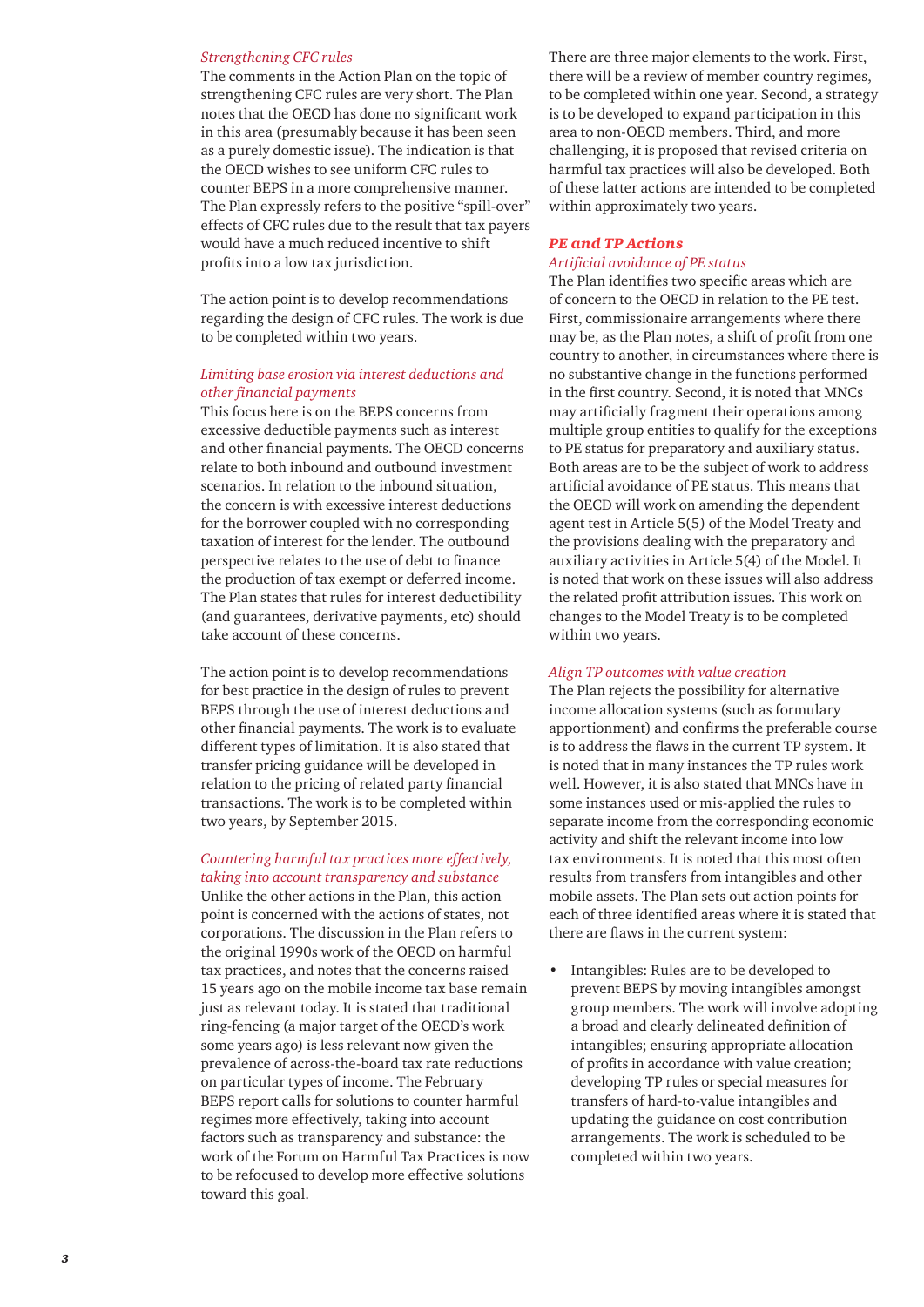### *Strengthening CFC rules*

The comments in the Action Plan on the topic of strengthening CFC rules are very short. The Plan notes that the OECD has done no significant work in this area (presumably because it has been seen as a purely domestic issue). The indication is that the OECD wishes to see uniform CFC rules to counter BEPS in a more comprehensive manner. The Plan expressly refers to the positive "spill-over" effects of CFC rules due to the result that tax payers would have a much reduced incentive to shift profits into a low tax jurisdiction.

The action point is to develop recommendations regarding the design of CFC rules. The work is due to be completed within two years.

### *Limiting base erosion via interest deductions and other financial payments*

This focus here is on the BEPS concerns from excessive deductible payments such as interest and other financial payments. The OECD concerns relate to both inbound and outbound investment scenarios. In relation to the inbound situation, the concern is with excessive interest deductions for the borrower coupled with no corresponding taxation of interest for the lender. The outbound perspective relates to the use of debt to finance the production of tax exempt or deferred income. The Plan states that rules for interest deductibility (and guarantees, derivative payments, etc) should take account of these concerns.

The action point is to develop recommendations for best practice in the design of rules to prevent BEPS through the use of interest deductions and other financial payments. The work is to evaluate different types of limitation. It is also stated that transfer pricing guidance will be developed in relation to the pricing of related party financial transactions. The work is to be completed within two years, by September 2015.

### *Countering harmful tax practices more effectively, taking into account transparency and substance*

Unlike the other actions in the Plan, this action point is concerned with the actions of states, not corporations. The discussion in the Plan refers to the original 1990s work of the OECD on harmful tax practices, and notes that the concerns raised 15 years ago on the mobile income tax base remain just as relevant today. It is stated that traditional ring-fencing (a major target of the OECD's work some years ago) is less relevant now given the prevalence of across-the-board tax rate reductions on particular types of income. The February BEPS report calls for solutions to counter harmful regimes more effectively, taking into account factors such as transparency and substance: the work of the Forum on Harmful Tax Practices is now to be refocused to develop more effective solutions toward this goal.

There are three major elements to the work. First, there will be a review of member country regimes, to be completed within one year. Second, a strategy is to be developed to expand participation in this area to non-OECD members. Third, and more challenging, it is proposed that revised criteria on harmful tax practices will also be developed. Both of these latter actions are intended to be completed within approximately two years.

## **PE and TP Actions**

### *Artificial avoidance of PE status*

The Plan identifies two specific areas which are of concern to the OECD in relation to the PE test. First, commissionaire arrangements where there may be, as the Plan notes, a shift of profit from one country to another, in circumstances where there is no substantive change in the functions performed in the first country. Second, it is noted that MNCs may artificially fragment their operations among multiple group entities to qualify for the exceptions to PE status for preparatory and auxiliary status. Both areas are to be the subject of work to address artificial avoidance of PE status. This means that the OECD will work on amending the dependent agent test in Article 5(5) of the Model Treaty and the provisions dealing with the preparatory and auxiliary activities in Article 5(4) of the Model. It is noted that work on these issues will also address the related profit attribution issues. This work on changes to the Model Treaty is to be completed within two years.

### *Align TP outcomes with value creation*

The Plan rejects the possibility for alternative income allocation systems (such as formulary apportionment) and confirms the preferable course is to address the flaws in the current TP system. It is noted that in many instances the TP rules work well. However, it is also stated that MNCs have in some instances used or mis-applied the rules to separate income from the corresponding economic activity and shift the relevant income into low tax environments. It is noted that this most often results from transfers from intangibles and other mobile assets. The Plan sets out action points for each of three identified areas where it is stated that there are flaws in the current system:

- Intangibles: Rules are to be developed to prevent BEPS by moving intangibles amongst group members. The work will involve adopting a broad and clearly delineated definition of intangibles; ensuring appropriate allocation of profits in accordance with value creation; developing TP rules or special measures for transfers of hard-to-value intangibles and updating the guidance on cost contribution arrangements. The work is scheduled to be completed within two years.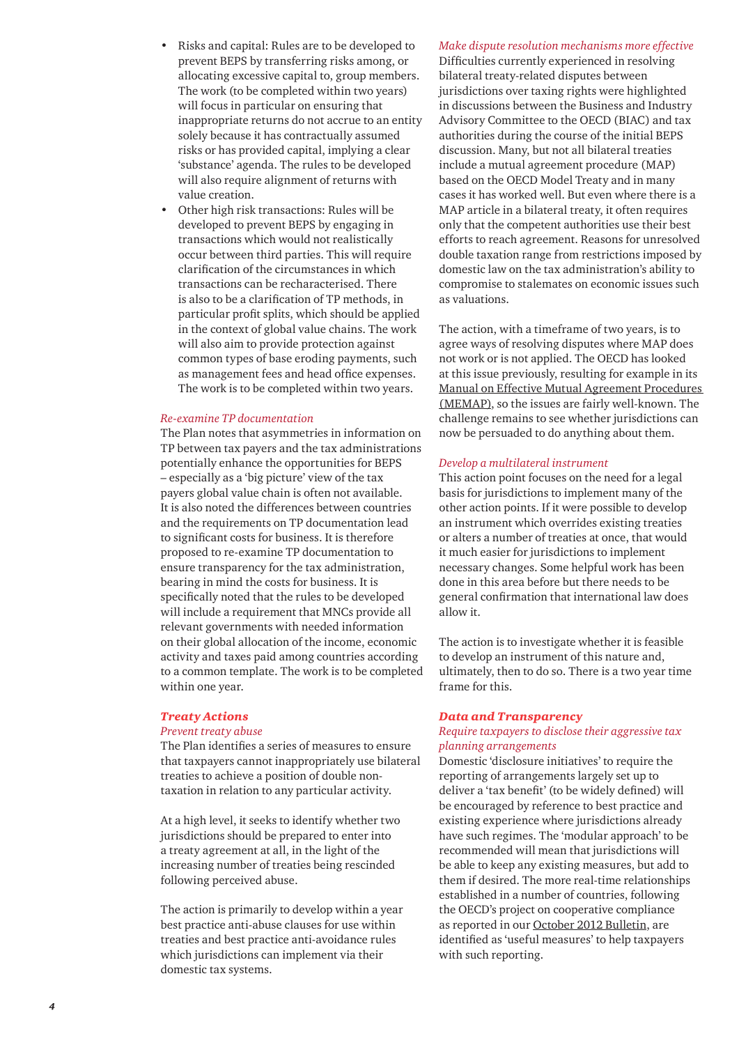- Risks and capital: Rules are to be developed to prevent BEPS by transferring risks among, or allocating excessive capital to, group members. The work (to be completed within two years) will focus in particular on ensuring that inappropriate returns do not accrue to an entity solely because it has contractually assumed risks or has provided capital, implying a clear 'substance' agenda. The rules to be developed will also require alignment of returns with value creation.
- Other high risk transactions: Rules will be developed to prevent BEPS by engaging in transactions which would not realistically occur between third parties. This will require clarification of the circumstances in which transactions can be recharacterised. There is also to be a clarification of TP methods, in particular profit splits, which should be applied in the context of global value chains. The work will also aim to provide protection against common types of base eroding payments, such as management fees and head office expenses. The work is to be completed within two years.

*Re-examine TP documentation*

The Plan notes that asymmetries in information on TP between tax payers and the tax administrations potentially enhance the opportunities for BEPS – especially as a 'big picture' view of the tax payers global value chain is often not available. It is also noted the differences between countries and the requirements on TP documentation lead to significant costs for business. It is therefore proposed to re-examine TP documentation to ensure transparency for the tax administration, bearing in mind the costs for business. It is specifically noted that the rules to be developed will include a requirement that MNCs provide all relevant governments with needed information on their global allocation of the income, economic activity and taxes paid among countries according to a common template. The work is to be completed within one year.

## Treaty Actions

*Prevent treaty abuse*

The Plan identifies a series of measures to ensure that taxpayers cannot inappropriately use bilateral treaties to achieve a position of double non-taxation in relation to any particular activity.

At a high level, it seeks to identify whether two jurisdictions should be prepared to enter into a treaty agreement at all, in the light of the increasing number of treaties being rescinded following perceived abuse.

The action is primarily to develop within a year best practice anti-abuse clauses for use within treaties and best practice anti-avoidance rules which jurisdictions can implement via their domestic tax systems.

*Make dispute resolution mechanisms more effective*

Difficulties currently experienced in resolving bilateral treaty-related disputes between jurisdictions over taxing rights were highlighted in discussions between the Business and Industry Advisory Committee to the OECD (BIAC) and tax authorities during the course of the initial BEPS discussion. Many, but not all bilateral treaties include a mutual agreement procedure (MAP) based on the OECD Model Treaty and in many cases it has worked well. But even where there is a MAP article in a bilateral treaty, it often requires only that the competent authorities use their best efforts to reach agreement. Reasons for unresolved double taxation range from restrictions imposed by domestic law on the tax administration's ability to compromise to stalemates on economic issues such as valuations.

The action, with a timeframe of two years, is to agree ways of resolving disputes where MAP does not work or is not applied. The OECD has looked at this issue previously, resulting for example in its Manual on Effective Mutual Agreement Procedures (MEMAP), so the issues are fairly well-known. The challenge remains to see whether jurisdictions can now be persuaded to do anything about them.

*Develop a multilateral instrument*

This action point focuses on the need for a legal basis for jurisdictions to implement many of the other action points. If it were possible to develop an instrument which overrides existing treaties or alters a number of treaties at once, that would it much easier for jurisdictions to implement necessary changes. Some helpful work has been done in this area before but there needs to be general confirmation that international law does allow it.

The action is to investigate whether it is feasible to develop an instrument of this nature and, ultimately, then to do so. There is a two year time frame for this.

## Data and Transparency

*Require taxpayers to disclose their aggressive tax planning arrangements*

Domestic 'disclosure initiatives' to require the reporting of arrangements largely set up to deliver a 'tax benefit' (to be widely defined) will be encouraged by reference to best practice and existing experience where jurisdictions already have such regimes. The 'modular approach' to be recommended will mean that jurisdictions will be able to keep any existing measures, but add to them if desired. The more real-time relationships established in a number of countries, following the OECD's project on cooperative compliance as reported in our October 2012 Bulletin, are identified as 'useful measures' to help taxpayers with such reporting.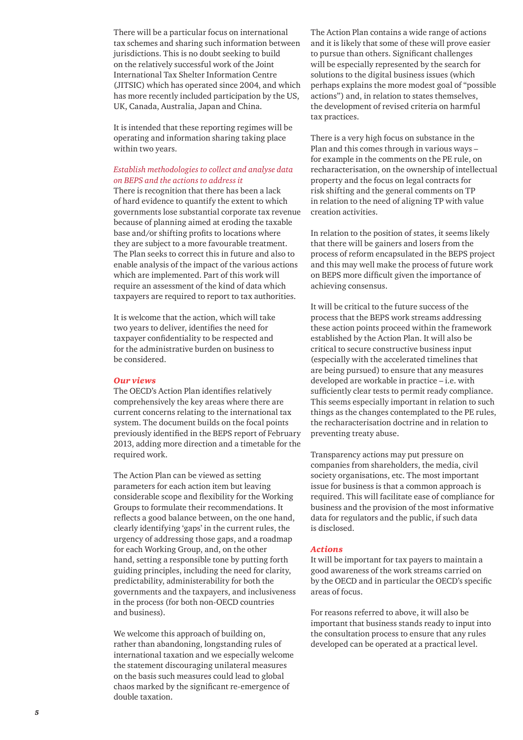There will be a particular focus on international tax schemes and sharing such information between jurisdictions. This is no doubt seeking to build on the relatively successful work of the Joint International Tax Shelter Information Centre (JITSIC) which has operated since 2004, and which has more recently included participation by the US, UK, Canada, Australia, Japan and China.

It is intended that these reporting regimes will be operating and information sharing taking place within two years.

*Establish methodologies to collect and analyse data on BEPS and the actions to address it*

There is recognition that there has been a lack of hard evidence to quantify the extent to which governments lose substantial corporate tax revenue because of planning aimed at eroding the taxable base and/or shifting profits to locations where they are subject to a more favourable treatment. The Plan seeks to correct this in future and also to enable analysis of the impact of the various actions which are implemented. Part of this work will require an assessment of the kind of data which taxpayers are required to report to tax authorities.

It is welcome that the action, which will take two years to deliver, identifies the need for taxpayer confidentiality to be respected and for the administrative burden on business to be considered.

### *Our views*

The OECD's Action Plan identifies relatively comprehensively the key areas where there are current concerns relating to the international tax system. The document builds on the focal points previously identified in the BEPS report of February 2013, adding more direction and a timetable for the required work.

The Action Plan can be viewed as setting parameters for each action item but leaving considerable scope and flexibility for the Working Groups to formulate their recommendations. It reflects a good balance between, on the one hand, clearly identifying 'gaps' in the current rules, the urgency of addressing those gaps, and a roadmap for each Working Group, and, on the other hand, setting a responsible tone by putting forth guiding principles, including the need for clarity, predictability, administerability for both the governments and the taxpayers, and inclusiveness in the process (for both non-OECD countries and business).

We welcome this approach of building on, rather than abandoning, longstanding rules of international taxation and we especially welcome the statement discouraging unilateral measures on the basis such measures could lead to global chaos marked by the significant re-emergence of double taxation.

The Action Plan contains a wide range of actions and it is likely that some of these will prove easier to pursue than others. Significant challenges will be especially represented by the search for solutions to the digital business issues (which perhaps explains the more modest goal of "possible actions") and, in relation to states themselves, the development of revised criteria on harmful tax practices.

There is a very high focus on substance in the Plan and this comes through in various ways – for example in the comments on the PE rule, on recharacterisation, on the ownership of intellectual property and the focus on legal contracts for risk shifting and the general comments on TP in relation to the need of aligning TP with value creation activities.

In relation to the position of states, it seems likely that there will be gainers and losers from the process of reform encapsulated in the BEPS project and this may well make the process of future work on BEPS more difficult given the importance of achieving consensus.

It will be critical to the future success of the process that the BEPS work streams addressing these action points proceed within the framework established by the Action Plan. It will also be critical to secure constructive business input (especially with the accelerated timelines that are being pursued) to ensure that any measures developed are workable in practice – i.e. with sufficiently clear tests to permit ready compliance. This seems especially important in relation to such things as the changes contemplated to the PE rules, the recharacterisation doctrine and in relation to preventing treaty abuse.

Transparency actions may put pressure on companies from shareholders, the media, civil society organisations, etc. The most important issue for business is that a common approach is required. This will facilitate ease of compliance for business and the provision of the most informative data for regulators and the public, if such data is disclosed.

### *Actions*

It will be important for tax payers to maintain a good awareness of the work streams carried on by the OECD and in particular the OECD's specific areas of focus.

For reasons referred to above, it will also be important that business stands ready to input into the consultation process to ensure that any rules developed can be operated at a practical level.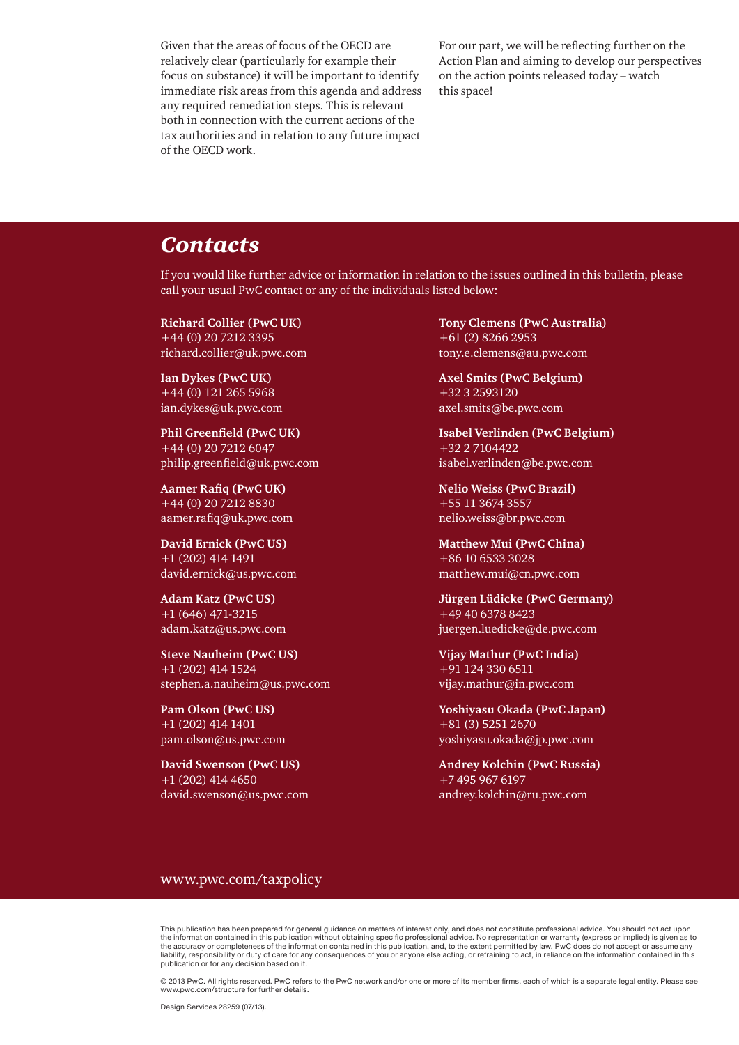Given that the areas of focus of the OECD are relatively clear (particularly for example their focus on substance) it will be important to identify immediate risk areas from this agenda and address any required remediation steps. This is relevant both in connection with the current actions of the tax authorities and in relation to any future impact of the OECD work.

For our part, we will be reflecting further on the Action Plan and aiming to develop our perspectives on the action points released today – watch this space!

## *Contacts*

If you would like further advice or information in relation to the issues outlined in this bulletin, please call your usual PwC contact or any of the individuals listed below:

**Richard Collier (PwC UK)**
+44 (0) 20 7212 3395
richard.collier@uk.pwc.com

**Ian Dykes (PwC UK)**
+44 (0) 121 265 5968
ian.dykes@uk.pwc.com

**Phil Greenfield (PwC UK)**
+44 (0) 20 7212 6047
philip.greenfield@uk.pwc.com

**Aamer Rafiq (PwC UK)**
+44 (0) 20 7212 8830
aamer.rafiq@uk.pwc.com

**David Ernick (PwC US)**
+1 (202) 414 1491
david.ernick@us.pwc.com

**Adam Katz (PwC US)**
+1 (646) 471-3215
adam.katz@us.pwc.com

**Steve Nauheim (PwC US)**
+1 (202) 414 1524
stephen.a.nauheim@us.pwc.com

**Pam Olson (PwC US)**
+1 (202) 414 1401
pam.olson@us.pwc.com

**David Swenson (PwC US)**
+1 (202) 414 4650
david.swenson@us.pwc.com

**Tony Clemens (PwC Australia)**
+61 (2) 8266 2953
tony.e.clemens@au.pwc.com

**Axel Smits (PwC Belgium)**
+32 3 2593120
axel.smits@be.pwc.com

**Isabel Verlinden (PwC Belgium)**
+32 2 7104422
isabel.verlinden@be.pwc.com

**Nelio Weiss (PwC Brazil)**
+55 11 3674 3557
nelio.weiss@br.pwc.com

**Matthew Mui (PwC China)**
+86 10 6533 3028
matthew.mui@cn.pwc.com

**Jürgen Lüdicke (PwC Germany)**
+49 40 6378 8423
juergen.luedicke@de.pwc.com

**Vijay Mathur (PwC India)**
+91 124 330 6511
vijay.mathur@in.pwc.com

**Yoshiyasu Okada (PwC Japan)**
+81 (3) 5251 2670
yoshiyasu.okada@jp.pwc.com

**Andrey Kolchin (PwC Russia)**
+7 495 967 6197
andrey.kolchin@ru.pwc.com

www.pwc.com/taxpolicy

This publication has been prepared for general guidance on matters of interest only, and does not constitute professional advice. You should not act upon the information contained in this publication without obtaining specific professional advice. No representation or warranty (express or implied) is given as to the accuracy or completeness of the information contained in this publication, and, to the extent permitted by law, PwC does not accept or assume any liability, responsibility or duty of care for any consequences of you or anyone else acting, or refraining to act, in reliance on the information contained in this publication or for any decision based on it.

© 2013 PwC. All rights reserved. PwC refers to the PwC network and/or one or more of its member firms, each of which is a separate legal entity. Please see www.pwc.com/structure for further details.

Design Services 28259 (07/13).